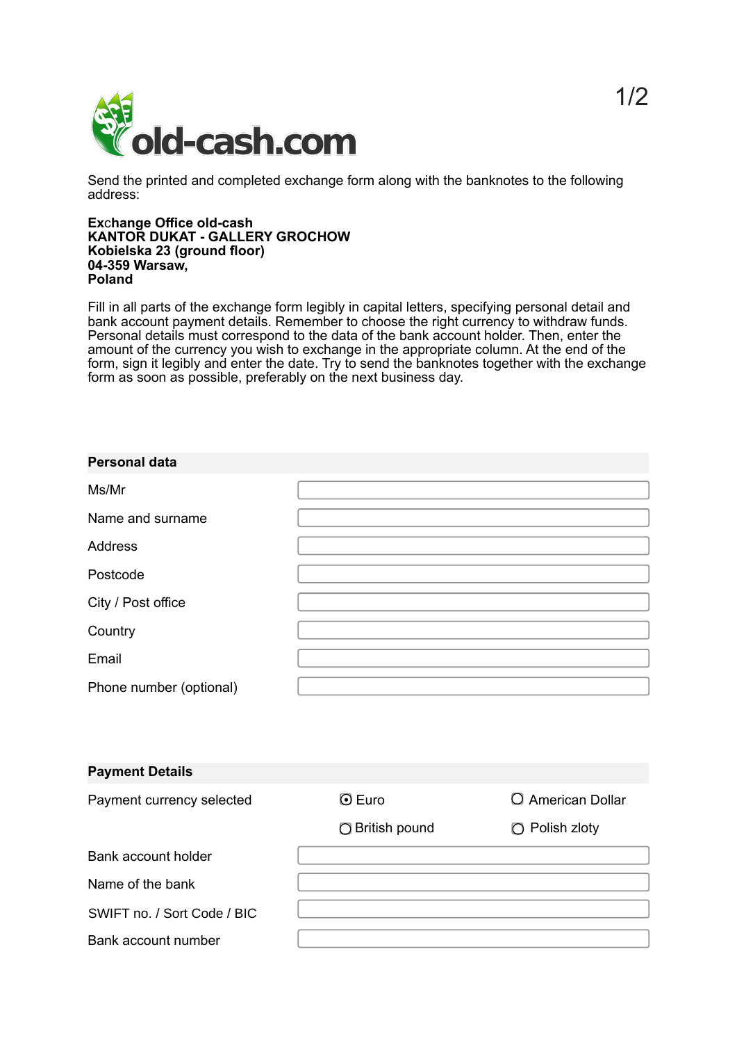# old-cash.com

Send the printed and completed exchange form along with the banknotes to the following address:

**Exchange Office old-cash**
**KANTOR DUKAT - GALLERY GROCHOW**
**Kobielska 23 (ground floor)**
**04-359 Warsaw,**
**Poland**

Fill in all parts of the exchange form legibly in capital letters, specifying personal detail and bank account payment details. Remember to choose the right currency to withdraw funds. Personal details must correspond to the data of the bank account holder. Then, enter the amount of the currency you wish to exchange in the appropriate column. At the end of the form, sign it legibly and enter the date. Try to send the banknotes together with the exchange form as soon as possible, preferably on the next business day.

## Personal data

| | |
|---|---|
| Ms/Mr | |
| Name and surname | |
| Address | |
| Postcode | |
| City / Post office | |
| Country | |
| Email | |
| Phone number (optional) | |

## Payment Details

| | | |
|---|---|---|
| Payment currency selected | (•) Euro | ( ) American Dollar |
| | ( ) British pound | ( ) Polish zloty |

| | |
|---|---|
| Bank account holder | |
| Name of the bank | |
| SWIFT no. / Sort Code / BIC | |
| Bank account number | |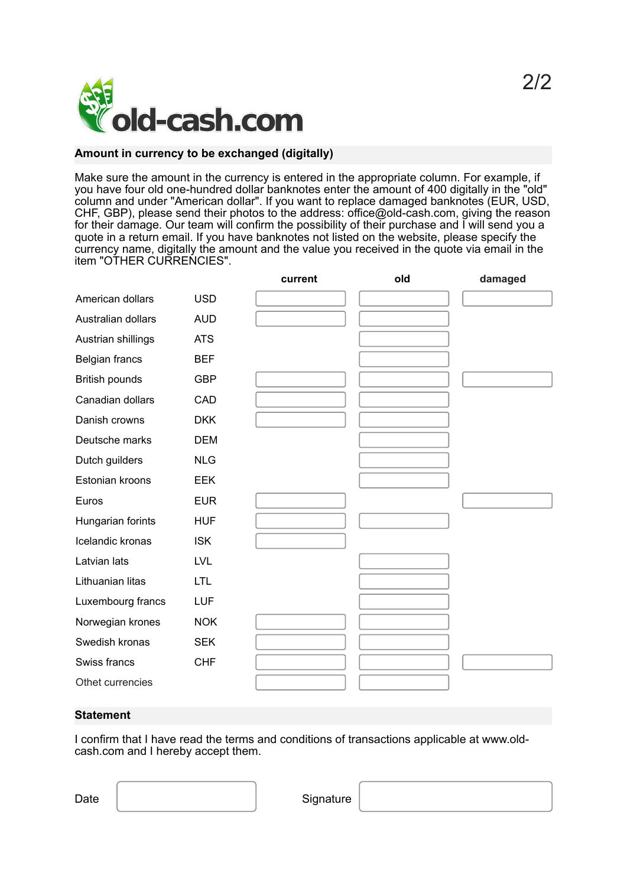old-cash.com

## Amount in currency to be exchanged (digitally)

Make sure the amount in the currency is entered in the appropriate column. For example, if you have four old one-hundred dollar banknotes enter the amount of 400 digitally in the "old" column and under "American dollar". If you want to replace damaged banknotes (EUR, USD, CHF, GBP), please send their photos to the address: office@old-cash.com, giving the reason for their damage. Our team will confirm the possibility of their purchase and I will send you a quote in a return email. If you have banknotes not listed on the website, please specify the currency name, digitally the amount and the value you received in the quote via email in the item "OTHER CURRENCIES".

| | | current | old | damaged |
|---|---|---|---|---|
| American dollars | USD | [ ] | [ ] | [ ] |
| Australian dollars | AUD | [ ] | [ ] | |
| Austrian shillings | ATS | | [ ] | |
| Belgian francs | BEF | | [ ] | |
| British pounds | GBP | [ ] | [ ] | [ ] |
| Canadian dollars | CAD | [ ] | [ ] | |
| Danish crowns | DKK | [ ] | [ ] | |
| Deutsche marks | DEM | | [ ] | |
| Dutch guilders | NLG | | [ ] | |
| Estonian kroons | EEK | | [ ] | |
| Euros | EUR | [ ] | | [ ] |
| Hungarian forints | HUF | [ ] | [ ] | |
| Icelandic kronas | ISK | [ ] | | |
| Latvian lats | LVL | | [ ] | |
| Lithuanian litas | LTL | | [ ] | |
| Luxembourg francs | LUF | | [ ] | |
| Norwegian krones | NOK | [ ] | [ ] | |
| Swedish kronas | SEK | [ ] | [ ] | |
| Swiss francs | CHF | [ ] | [ ] | [ ] |
| Othet currencies | | [ ] | [ ] | |

## Statement

I confirm that I have read the terms and conditions of transactions applicable at www.old-cash.com and I hereby accept them.

Date [ ] Signature [ ]